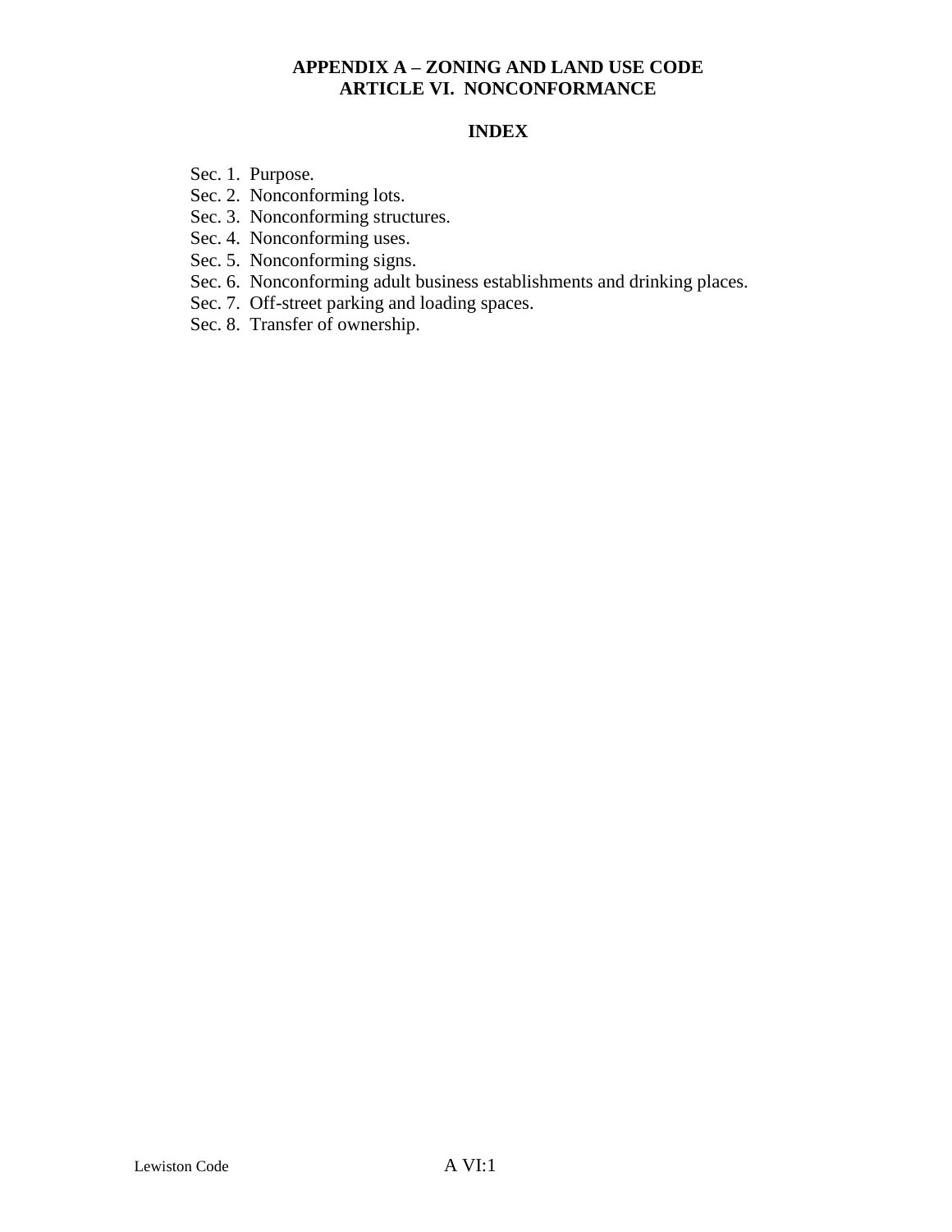# APPENDIX A – ZONING AND LAND USE CODE
## ARTICLE VI. NONCONFORMANCE

### INDEX

Sec. 1. Purpose.
Sec. 2. Nonconforming lots.
Sec. 3. Nonconforming structures.
Sec. 4. Nonconforming uses.
Sec. 5. Nonconforming signs.
Sec. 6. Nonconforming adult business establishments and drinking places.
Sec. 7. Off-street parking and loading spaces.
Sec. 8. Transfer of ownership.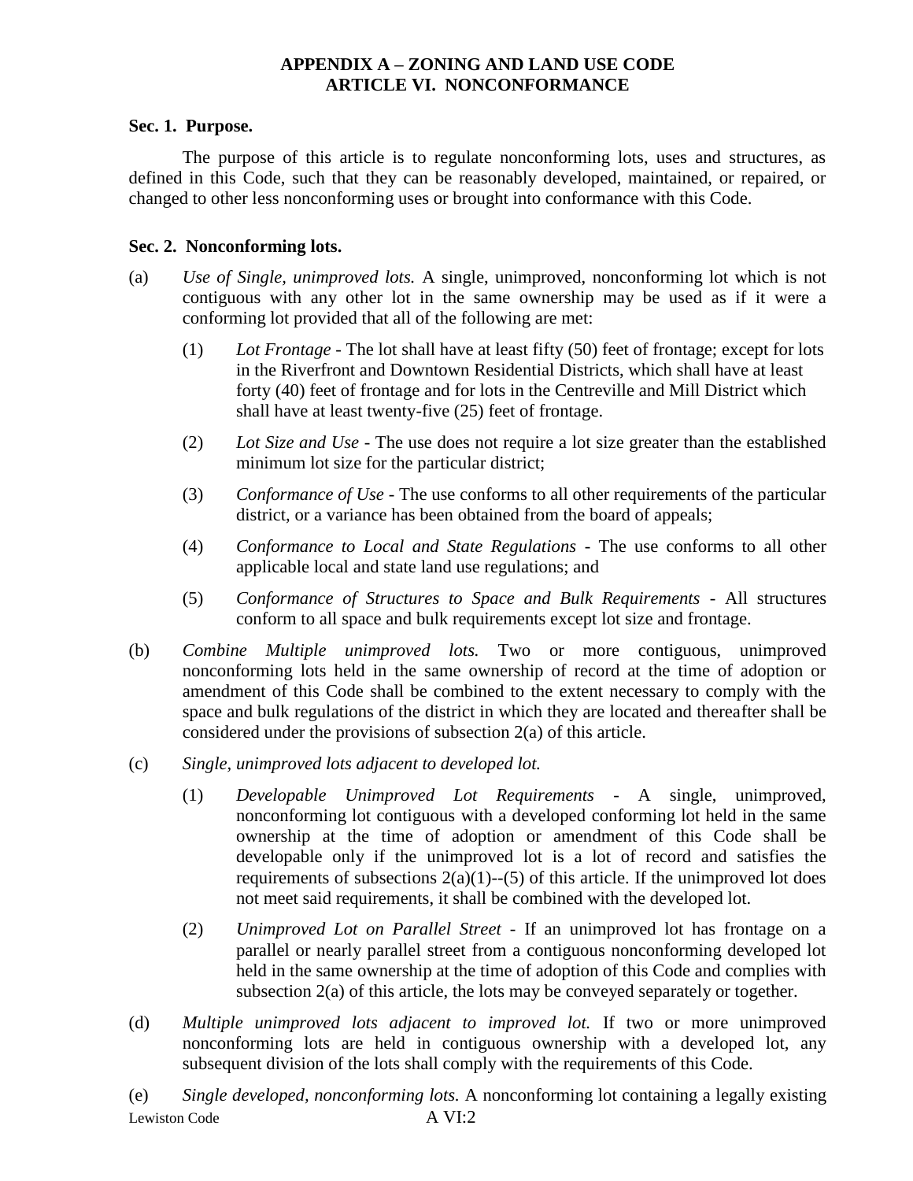# APPENDIX A – ZONING AND LAND USE CODE
## ARTICLE VI. NONCONFORMANCE

**Sec. 1. Purpose.**

The purpose of this article is to regulate nonconforming lots, uses and structures, as defined in this Code, such that they can be reasonably developed, maintained, or repaired, or changed to other less nonconforming uses or brought into conformance with this Code.

**Sec. 2. Nonconforming lots.**

(a) *Use of Single, unimproved lots.* A single, unimproved, nonconforming lot which is not contiguous with any other lot in the same ownership may be used as if it were a conforming lot provided that all of the following are met:

(1) *Lot Frontage* - The lot shall have at least fifty (50) feet of frontage; except for lots in the Riverfront and Downtown Residential Districts, which shall have at least forty (40) feet of frontage and for lots in the Centreville and Mill District which shall have at least twenty-five (25) feet of frontage.

(2) *Lot Size and Use* - The use does not require a lot size greater than the established minimum lot size for the particular district;

(3) *Conformance of Use* - The use conforms to all other requirements of the particular district, or a variance has been obtained from the board of appeals;

(4) *Conformance to Local and State Regulations* - The use conforms to all other applicable local and state land use regulations; and

(5) *Conformance of Structures to Space and Bulk Requirements* - All structures conform to all space and bulk requirements except lot size and frontage.

(b) *Combine Multiple unimproved lots.* Two or more contiguous, unimproved nonconforming lots held in the same ownership of record at the time of adoption or amendment of this Code shall be combined to the extent necessary to comply with the space and bulk regulations of the district in which they are located and thereafter shall be considered under the provisions of subsection 2(a) of this article.

(c) *Single, unimproved lots adjacent to developed lot.*

(1) *Developable Unimproved Lot Requirements* - A single, unimproved, nonconforming lot contiguous with a developed conforming lot held in the same ownership at the time of adoption or amendment of this Code shall be developable only if the unimproved lot is a lot of record and satisfies the requirements of subsections 2(a)(1)--(5) of this article. If the unimproved lot does not meet said requirements, it shall be combined with the developed lot.

(2) *Unimproved Lot on Parallel Street* - If an unimproved lot has frontage on a parallel or nearly parallel street from a contiguous nonconforming developed lot held in the same ownership at the time of adoption of this Code and complies with subsection 2(a) of this article, the lots may be conveyed separately or together.

(d) *Multiple unimproved lots adjacent to improved lot.* If two or more unimproved nonconforming lots are held in contiguous ownership with a developed lot, any subsequent division of the lots shall comply with the requirements of this Code.

(e) *Single developed, nonconforming lots.* A nonconforming lot containing a legally existing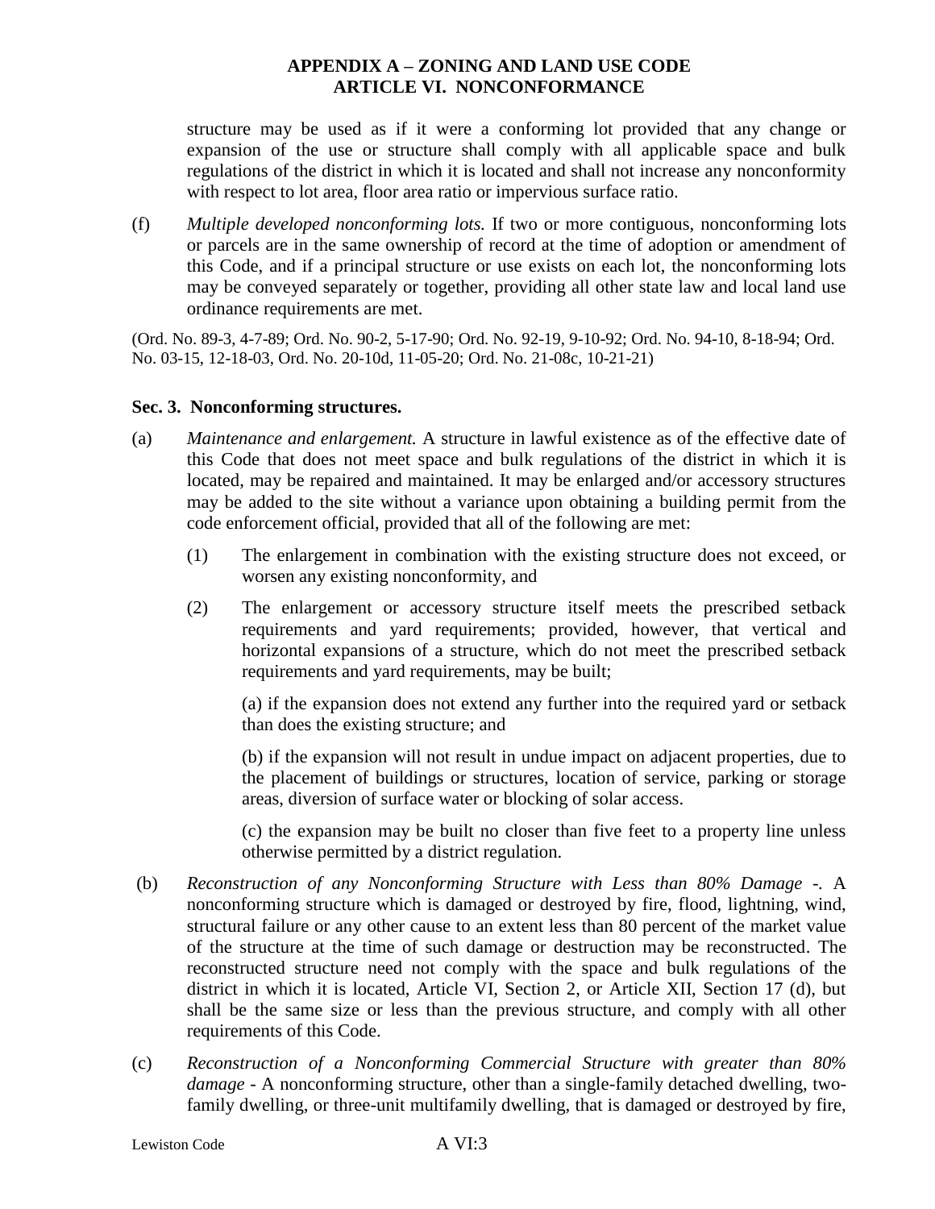structure may be used as if it were a conforming lot provided that any change or expansion of the use or structure shall comply with all applicable space and bulk regulations of the district in which it is located and shall not increase any nonconformity with respect to lot area, floor area ratio or impervious surface ratio.

(f) *Multiple developed nonconforming lots.* If two or more contiguous, nonconforming lots or parcels are in the same ownership of record at the time of adoption or amendment of this Code, and if a principal structure or use exists on each lot, the nonconforming lots may be conveyed separately or together, providing all other state law and local land use ordinance requirements are met.

(Ord. No. 89-3, 4-7-89; Ord. No. 90-2, 5-17-90; Ord. No. 92-19, 9-10-92; Ord. No. 94-10, 8-18-94; Ord. No. 03-15, 12-18-03, Ord. No. 20-10d, 11-05-20; Ord. No. 21-08c, 10-21-21)

**Sec. 3. Nonconforming structures.**

(a) *Maintenance and enlargement.* A structure in lawful existence as of the effective date of this Code that does not meet space and bulk regulations of the district in which it is located, may be repaired and maintained. It may be enlarged and/or accessory structures may be added to the site without a variance upon obtaining a building permit from the code enforcement official, provided that all of the following are met:

(1) The enlargement in combination with the existing structure does not exceed, or worsen any existing nonconformity, and

(2) The enlargement or accessory structure itself meets the prescribed setback requirements and yard requirements; provided, however, that vertical and horizontal expansions of a structure, which do not meet the prescribed setback requirements and yard requirements, may be built;

(a) if the expansion does not extend any further into the required yard or setback than does the existing structure; and

(b) if the expansion will not result in undue impact on adjacent properties, due to the placement of buildings or structures, location of service, parking or storage areas, diversion of surface water or blocking of solar access.

(c) the expansion may be built no closer than five feet to a property line unless otherwise permitted by a district regulation.

(b) *Reconstruction of any Nonconforming Structure with Less than 80% Damage -.* A nonconforming structure which is damaged or destroyed by fire, flood, lightning, wind, structural failure or any other cause to an extent less than 80 percent of the market value of the structure at the time of such damage or destruction may be reconstructed. The reconstructed structure need not comply with the space and bulk regulations of the district in which it is located, Article VI, Section 2, or Article XII, Section 17 (d), but shall be the same size or less than the previous structure, and comply with all other requirements of this Code.

(c) *Reconstruction of a Nonconforming Commercial Structure with greater than 80% damage* - A nonconforming structure, other than a single-family detached dwelling, two-family dwelling, or three-unit multifamily dwelling, that is damaged or destroyed by fire,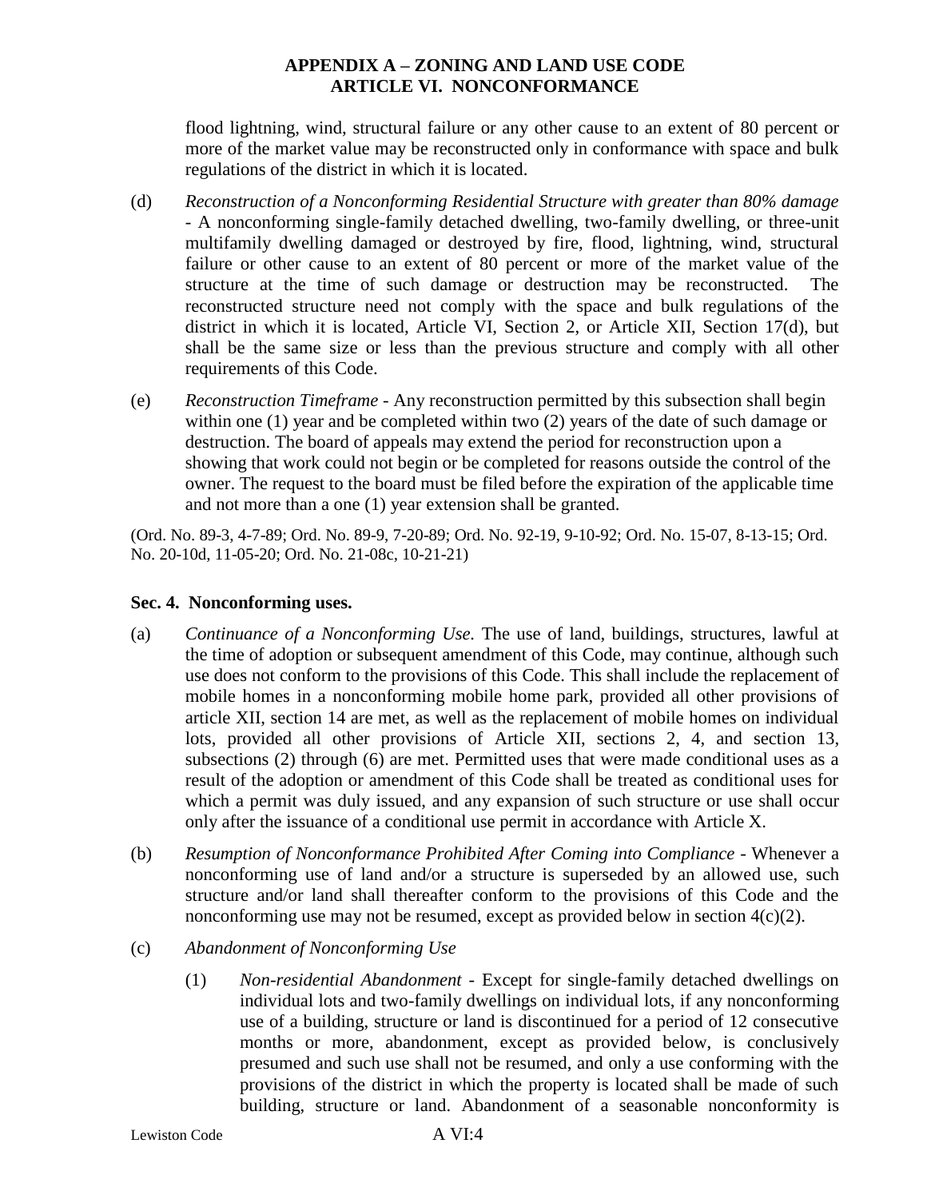flood lightning, wind, structural failure or any other cause to an extent of 80 percent or more of the market value may be reconstructed only in conformance with space and bulk regulations of the district in which it is located.

(d) *Reconstruction of a Nonconforming Residential Structure with greater than 80% damage* - A nonconforming single-family detached dwelling, two-family dwelling, or three-unit multifamily dwelling damaged or destroyed by fire, flood, lightning, wind, structural failure or other cause to an extent of 80 percent or more of the market value of the structure at the time of such damage or destruction may be reconstructed. The reconstructed structure need not comply with the space and bulk regulations of the district in which it is located, Article VI, Section 2, or Article XII, Section 17(d), but shall be the same size or less than the previous structure and comply with all other requirements of this Code.

(e) *Reconstruction Timeframe* - Any reconstruction permitted by this subsection shall begin within one (1) year and be completed within two (2) years of the date of such damage or destruction. The board of appeals may extend the period for reconstruction upon a showing that work could not begin or be completed for reasons outside the control of the owner. The request to the board must be filed before the expiration of the applicable time and not more than a one (1) year extension shall be granted.

(Ord. No. 89-3, 4-7-89; Ord. No. 89-9, 7-20-89; Ord. No. 92-19, 9-10-92; Ord. No. 15-07, 8-13-15; Ord. No. 20-10d, 11-05-20; Ord. No. 21-08c, 10-21-21)

**Sec. 4. Nonconforming uses.**

(a) *Continuance of a Nonconforming Use.* The use of land, buildings, structures, lawful at the time of adoption or subsequent amendment of this Code, may continue, although such use does not conform to the provisions of this Code. This shall include the replacement of mobile homes in a nonconforming mobile home park, provided all other provisions of article XII, section 14 are met, as well as the replacement of mobile homes on individual lots, provided all other provisions of Article XII, sections 2, 4, and section 13, subsections (2) through (6) are met. Permitted uses that were made conditional uses as a result of the adoption or amendment of this Code shall be treated as conditional uses for which a permit was duly issued, and any expansion of such structure or use shall occur only after the issuance of a conditional use permit in accordance with Article X.

(b) *Resumption of Nonconformance Prohibited After Coming into Compliance* - Whenever a nonconforming use of land and/or a structure is superseded by an allowed use, such structure and/or land shall thereafter conform to the provisions of this Code and the nonconforming use may not be resumed, except as provided below in section 4(c)(2).

(c) *Abandonment of Nonconforming Use*

(1) *Non-residential Abandonment* - Except for single-family detached dwellings on individual lots and two-family dwellings on individual lots, if any nonconforming use of a building, structure or land is discontinued for a period of 12 consecutive months or more, abandonment, except as provided below, is conclusively presumed and such use shall not be resumed, and only a use conforming with the provisions of the district in which the property is located shall be made of such building, structure or land. Abandonment of a seasonable nonconformity is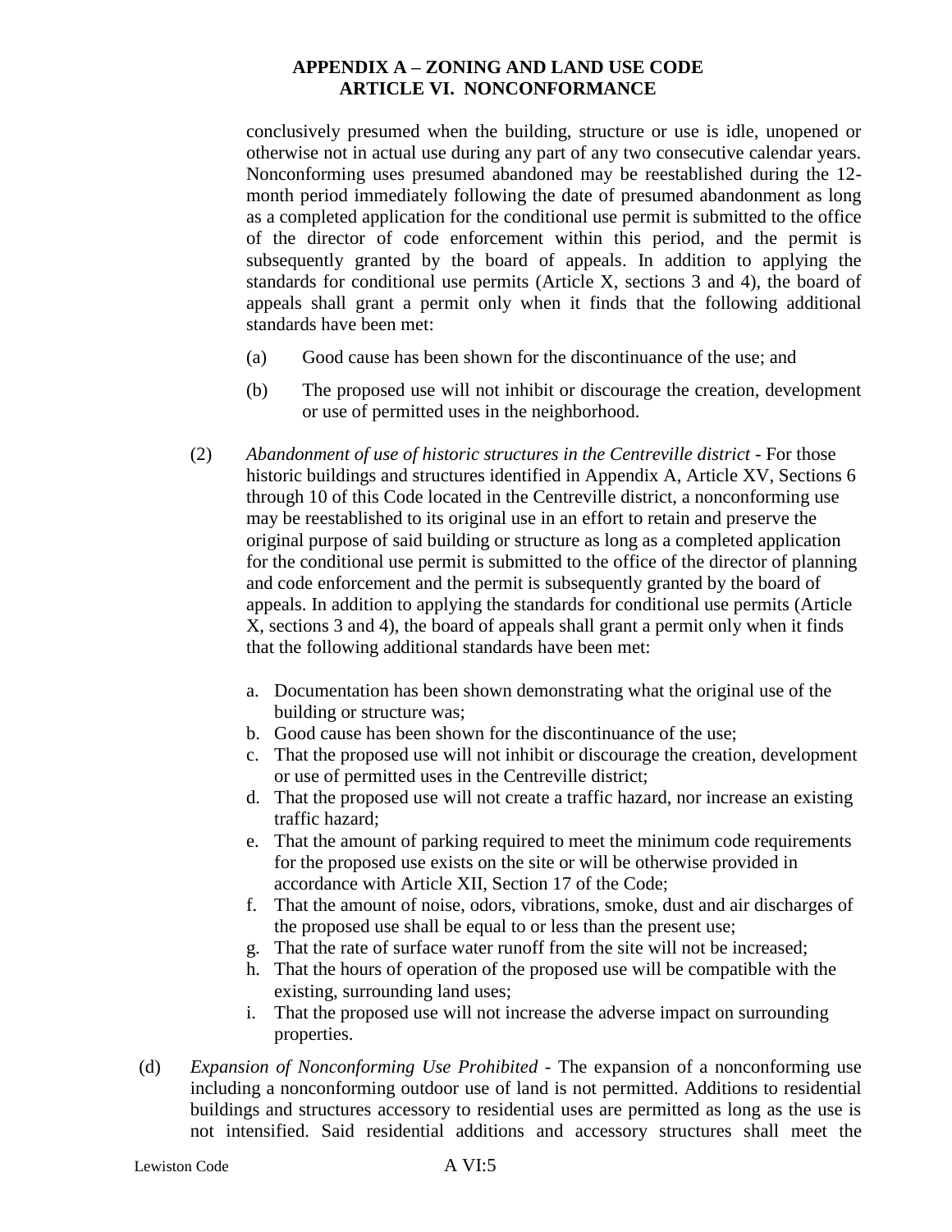conclusively presumed when the building, structure or use is idle, unopened or otherwise not in actual use during any part of any two consecutive calendar years. Nonconforming uses presumed abandoned may be reestablished during the 12-month period immediately following the date of presumed abandonment as long as a completed application for the conditional use permit is submitted to the office of the director of code enforcement within this period, and the permit is subsequently granted by the board of appeals. In addition to applying the standards for conditional use permits (Article X, sections 3 and 4), the board of appeals shall grant a permit only when it finds that the following additional standards have been met:

(a) Good cause has been shown for the discontinuance of the use; and

(b) The proposed use will not inhibit or discourage the creation, development or use of permitted uses in the neighborhood.

(2) *Abandonment of use of historic structures in the Centreville district* - For those historic buildings and structures identified in Appendix A, Article XV, Sections 6 through 10 of this Code located in the Centreville district, a nonconforming use may be reestablished to its original use in an effort to retain and preserve the original purpose of said building or structure as long as a completed application for the conditional use permit is submitted to the office of the director of planning and code enforcement and the permit is subsequently granted by the board of appeals. In addition to applying the standards for conditional use permits (Article X, sections 3 and 4), the board of appeals shall grant a permit only when it finds that the following additional standards have been met:

a. Documentation has been shown demonstrating what the original use of the building or structure was;
b. Good cause has been shown for the discontinuance of the use;
c. That the proposed use will not inhibit or discourage the creation, development or use of permitted uses in the Centreville district;
d. That the proposed use will not create a traffic hazard, nor increase an existing traffic hazard;
e. That the amount of parking required to meet the minimum code requirements for the proposed use exists on the site or will be otherwise provided in accordance with Article XII, Section 17 of the Code;
f. That the amount of noise, odors, vibrations, smoke, dust and air discharges of the proposed use shall be equal to or less than the present use;
g. That the rate of surface water runoff from the site will not be increased;
h. That the hours of operation of the proposed use will be compatible with the existing, surrounding land uses;
i. That the proposed use will not increase the adverse impact on surrounding properties.

(d) *Expansion of Nonconforming Use Prohibited* - The expansion of a nonconforming use including a nonconforming outdoor use of land is not permitted. Additions to residential buildings and structures accessory to residential uses are permitted as long as the use is not intensified. Said residential additions and accessory structures shall meet the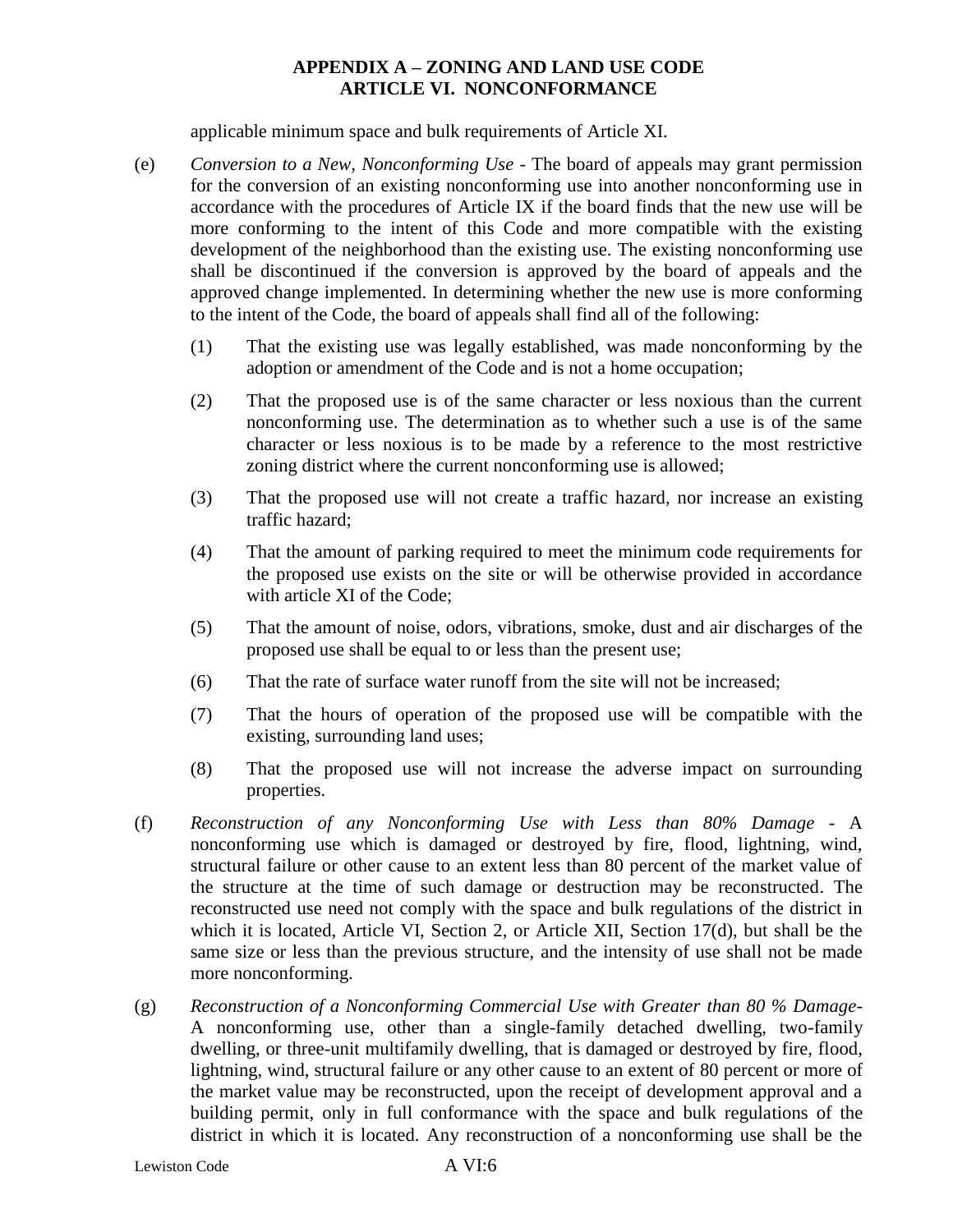applicable minimum space and bulk requirements of Article XI.

(e) *Conversion to a New, Nonconforming Use* - The board of appeals may grant permission for the conversion of an existing nonconforming use into another nonconforming use in accordance with the procedures of Article IX if the board finds that the new use will be more conforming to the intent of this Code and more compatible with the existing development of the neighborhood than the existing use. The existing nonconforming use shall be discontinued if the conversion is approved by the board of appeals and the approved change implemented. In determining whether the new use is more conforming to the intent of the Code, the board of appeals shall find all of the following:

(1) That the existing use was legally established, was made nonconforming by the adoption or amendment of the Code and is not a home occupation;

(2) That the proposed use is of the same character or less noxious than the current nonconforming use. The determination as to whether such a use is of the same character or less noxious is to be made by a reference to the most restrictive zoning district where the current nonconforming use is allowed;

(3) That the proposed use will not create a traffic hazard, nor increase an existing traffic hazard;

(4) That the amount of parking required to meet the minimum code requirements for the proposed use exists on the site or will be otherwise provided in accordance with article XI of the Code;

(5) That the amount of noise, odors, vibrations, smoke, dust and air discharges of the proposed use shall be equal to or less than the present use;

(6) That the rate of surface water runoff from the site will not be increased;

(7) That the hours of operation of the proposed use will be compatible with the existing, surrounding land uses;

(8) That the proposed use will not increase the adverse impact on surrounding properties.

(f) *Reconstruction of any Nonconforming Use with Less than 80% Damage* - A nonconforming use which is damaged or destroyed by fire, flood, lightning, wind, structural failure or other cause to an extent less than 80 percent of the market value of the structure at the time of such damage or destruction may be reconstructed. The reconstructed use need not comply with the space and bulk regulations of the district in which it is located, Article VI, Section 2, or Article XII, Section 17(d), but shall be the same size or less than the previous structure, and the intensity of use shall not be made more nonconforming.

(g) *Reconstruction of a Nonconforming Commercial Use with Greater than 80 % Damage*- A nonconforming use, other than a single-family detached dwelling, two-family dwelling, or three-unit multifamily dwelling, that is damaged or destroyed by fire, flood, lightning, wind, structural failure or any other cause to an extent of 80 percent or more of the market value may be reconstructed, upon the receipt of development approval and a building permit, only in full conformance with the space and bulk regulations of the district in which it is located. Any reconstruction of a nonconforming use shall be the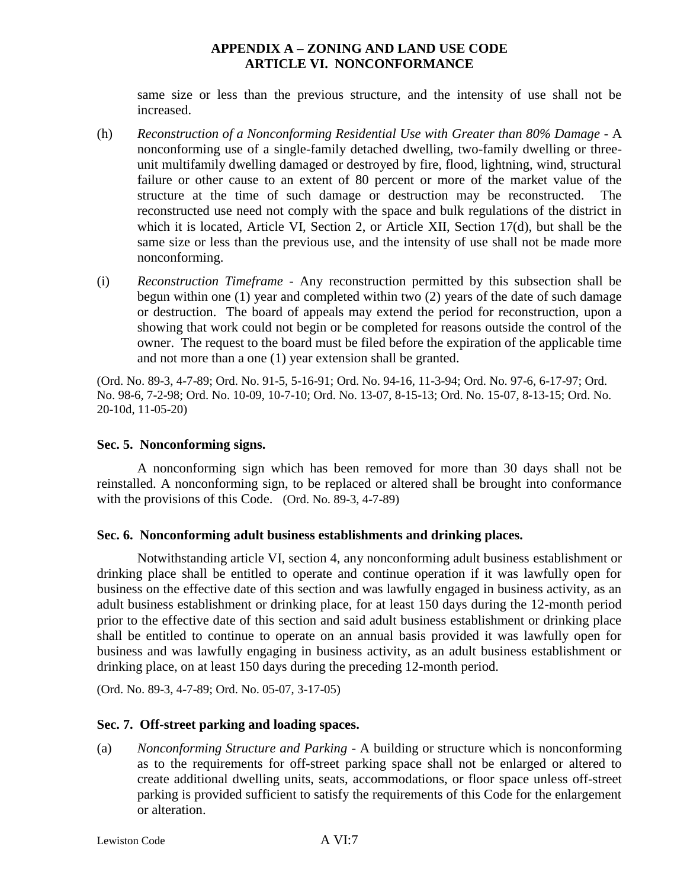same size or less than the previous structure, and the intensity of use shall not be increased.

(h) *Reconstruction of a Nonconforming Residential Use with Greater than 80% Damage* - A nonconforming use of a single-family detached dwelling, two-family dwelling or three-unit multifamily dwelling damaged or destroyed by fire, flood, lightning, wind, structural failure or other cause to an extent of 80 percent or more of the market value of the structure at the time of such damage or destruction may be reconstructed. The reconstructed use need not comply with the space and bulk regulations of the district in which it is located, Article VI, Section 2, or Article XII, Section 17(d), but shall be the same size or less than the previous use, and the intensity of use shall not be made more nonconforming.

(i) *Reconstruction Timeframe* - Any reconstruction permitted by this subsection shall be begun within one (1) year and completed within two (2) years of the date of such damage or destruction. The board of appeals may extend the period for reconstruction, upon a showing that work could not begin or be completed for reasons outside the control of the owner. The request to the board must be filed before the expiration of the applicable time and not more than a one (1) year extension shall be granted.

(Ord. No. 89-3, 4-7-89; Ord. No. 91-5, 5-16-91; Ord. No. 94-16, 11-3-94; Ord. No. 97-6, 6-17-97; Ord. No. 98-6, 7-2-98; Ord. No. 10-09, 10-7-10; Ord. No. 13-07, 8-15-13; Ord. No. 15-07, 8-13-15; Ord. No. 20-10d, 11-05-20)

**Sec. 5. Nonconforming signs.**

A nonconforming sign which has been removed for more than 30 days shall not be reinstalled. A nonconforming sign, to be replaced or altered shall be brought into conformance with the provisions of this Code. (Ord. No. 89-3, 4-7-89)

**Sec. 6. Nonconforming adult business establishments and drinking places.**

Notwithstanding article VI, section 4, any nonconforming adult business establishment or drinking place shall be entitled to operate and continue operation if it was lawfully open for business on the effective date of this section and was lawfully engaged in business activity, as an adult business establishment or drinking place, for at least 150 days during the 12-month period prior to the effective date of this section and said adult business establishment or drinking place shall be entitled to continue to operate on an annual basis provided it was lawfully open for business and was lawfully engaging in business activity, as an adult business establishment or drinking place, on at least 150 days during the preceding 12-month period.

(Ord. No. 89-3, 4-7-89; Ord. No. 05-07, 3-17-05)

**Sec. 7. Off-street parking and loading spaces.**

(a) *Nonconforming Structure and Parking* - A building or structure which is nonconforming as to the requirements for off-street parking space shall not be enlarged or altered to create additional dwelling units, seats, accommodations, or floor space unless off-street parking is provided sufficient to satisfy the requirements of this Code for the enlargement or alteration.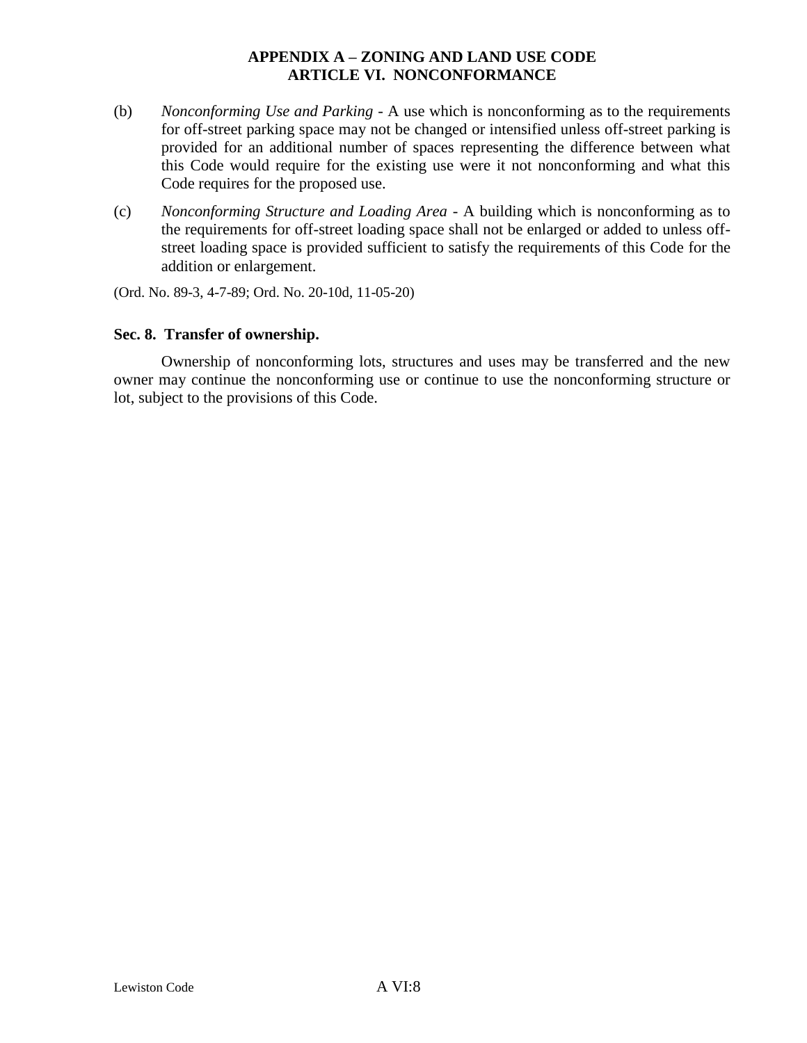(b) *Nonconforming Use and Parking* - A use which is nonconforming as to the requirements for off-street parking space may not be changed or intensified unless off-street parking is provided for an additional number of spaces representing the difference between what this Code would require for the existing use were it not nonconforming and what this Code requires for the proposed use.

(c) *Nonconforming Structure and Loading Area* - A building which is nonconforming as to the requirements for off-street loading space shall not be enlarged or added to unless off-street loading space is provided sufficient to satisfy the requirements of this Code for the addition or enlargement.

(Ord. No. 89-3, 4-7-89; Ord. No. 20-10d, 11-05-20)

### Sec. 8. Transfer of ownership.

Ownership of nonconforming lots, structures and uses may be transferred and the new owner may continue the nonconforming use or continue to use the nonconforming structure or lot, subject to the provisions of this Code.